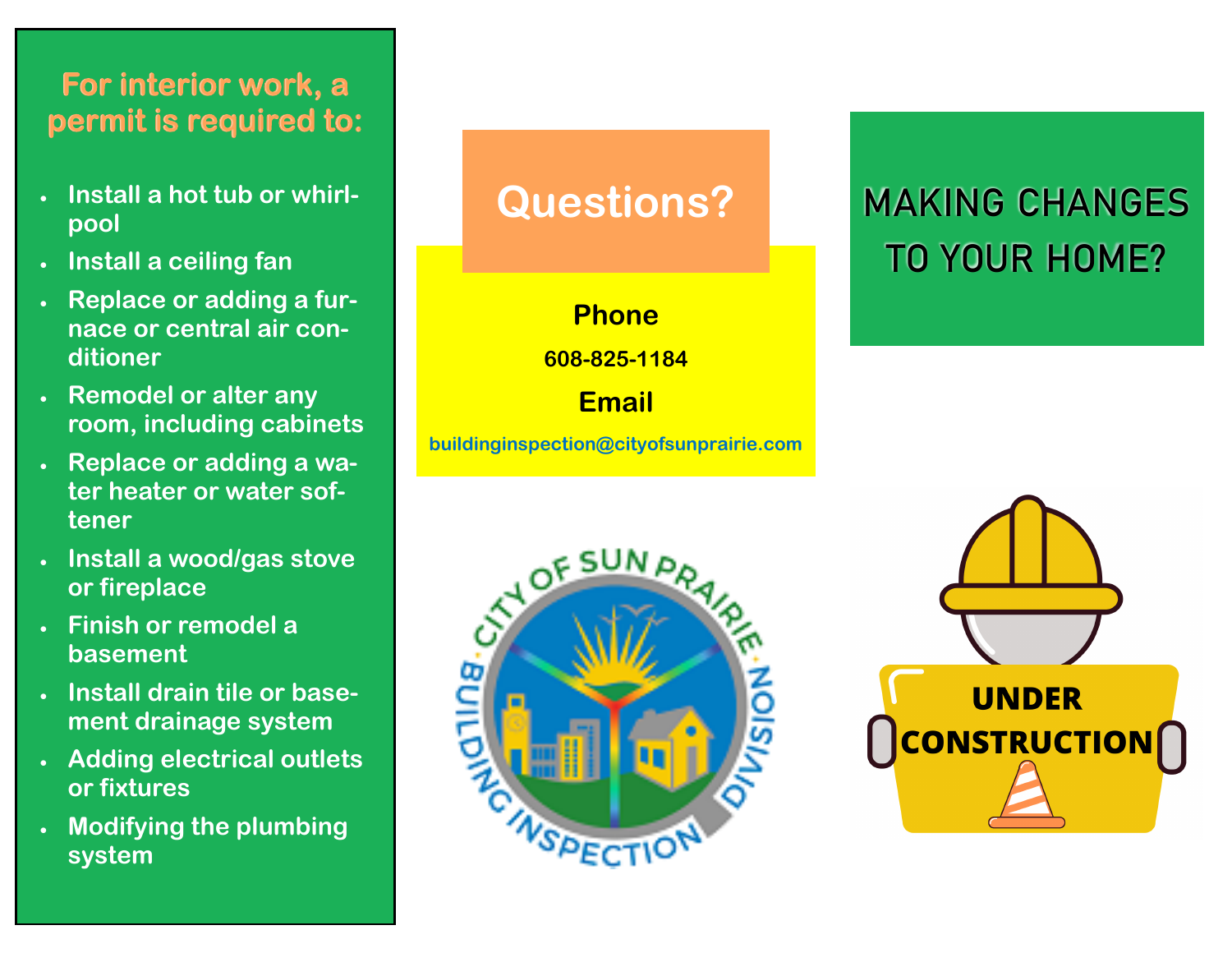## For interior work, a permit is required to:

- Install a hot tub or whirlpool
- Install a ceiling fan
- Replace or adding a furnace or central air conditioner
- Remodel or alter any room, including cabinets
- Replace or adding a water heater or water softener
- Install a wood/gas stove or fireplace
- Finish or remodel a basement
- Install drain tile or basement drainage system
- Adding electrical outlets or fixtures
- Modifying the plumbing system

## Questions?

**Phone**

608-825-1184

**Email**

buildinginspection@cityofsunprairie.com

CITY OF SUN PRAIRIE BUILDING INSPECTION DIVISION

# MAKING CHANGES TO YOUR HOME?

UNDER CONSTRUCTION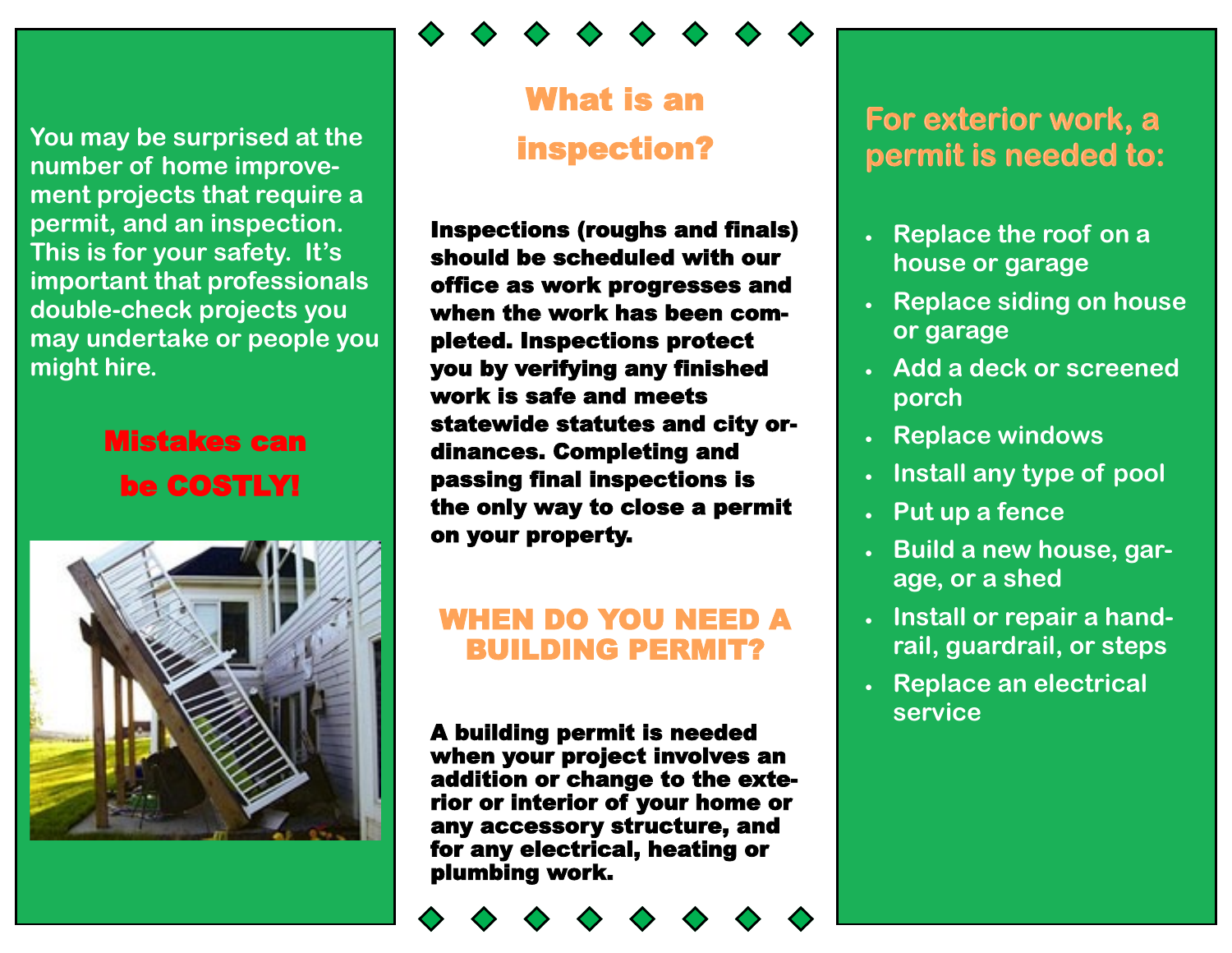You may be surprised at the number of home improvement projects that require a permit, and an inspection. This is for your safety. It's important that professionals double-check projects you may undertake or people you might hire.

**Mistakes can be COSTLY!**

## What is an inspection?

**Inspections (roughs and finals) should be scheduled with our office as work progresses and when the work has been completed. Inspections protect you by verifying any finished work is safe and meets statewide statutes and city ordinances. Completing and passing final inspections is the only way to close a permit on your property.**

## WHEN DO YOU NEED A BUILDING PERMIT?

**A building permit is needed when your project involves an addition or change to the exterior or interior of your home or any accessory structure, and for any electrical, heating or plumbing work.**

## For exterior work, a permit is needed to:

- Replace the roof on a house or garage
- Replace siding on house or garage
- Add a deck or screened porch
- Replace windows
- Install any type of pool
- Put up a fence
- Build a new house, garage, or a shed
- Install or repair a handrail, guardrail, or steps
- Replace an electrical service